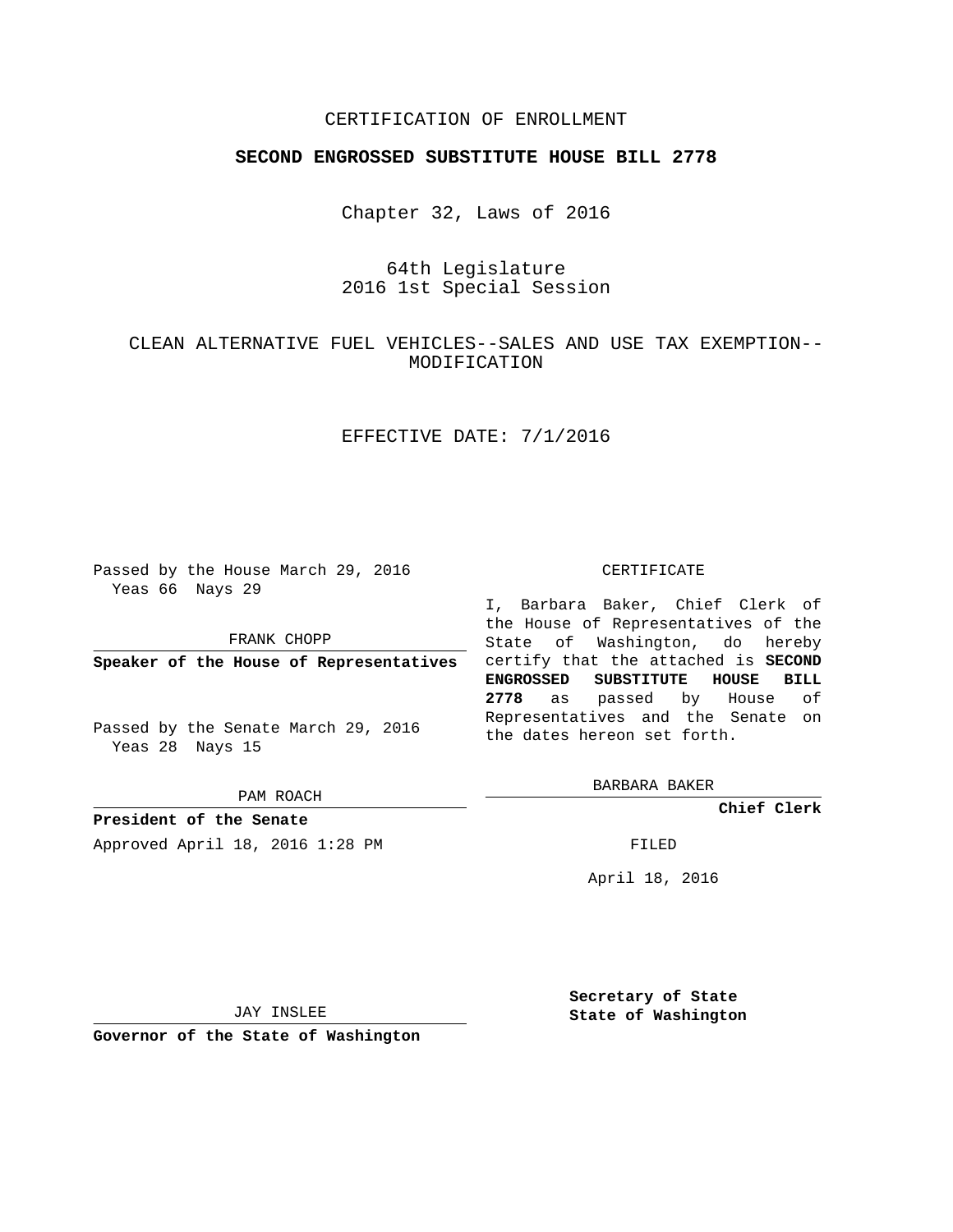CERTIFICATION OF ENROLLMENT

**SECOND ENGROSSED SUBSTITUTE HOUSE BILL 2778**

Chapter 32, Laws of 2016

64th Legislature
2016 1st Special Session

CLEAN ALTERNATIVE FUEL VEHICLES--SALES AND USE TAX EXEMPTION--MODIFICATION

EFFECTIVE DATE: 7/1/2016

Passed by the House March 29, 2016
Yeas 66 Nays 29

FRANK CHOPP

**Speaker of the House of Representatives**

Passed by the Senate March 29, 2016
Yeas 28 Nays 15

PAM ROACH

**President of the Senate**

Approved April 18, 2016 1:28 PM

JAY INSLEE

**Governor of the State of Washington**

CERTIFICATE

I, Barbara Baker, Chief Clerk of the House of Representatives of the State of Washington, do hereby certify that the attached is **SECOND ENGROSSED SUBSTITUTE HOUSE BILL 2778** as passed by House of Representatives and the Senate on the dates hereon set forth.

BARBARA BAKER

**Chief Clerk**

FILED

April 18, 2016

**Secretary of State**
**State of Washington**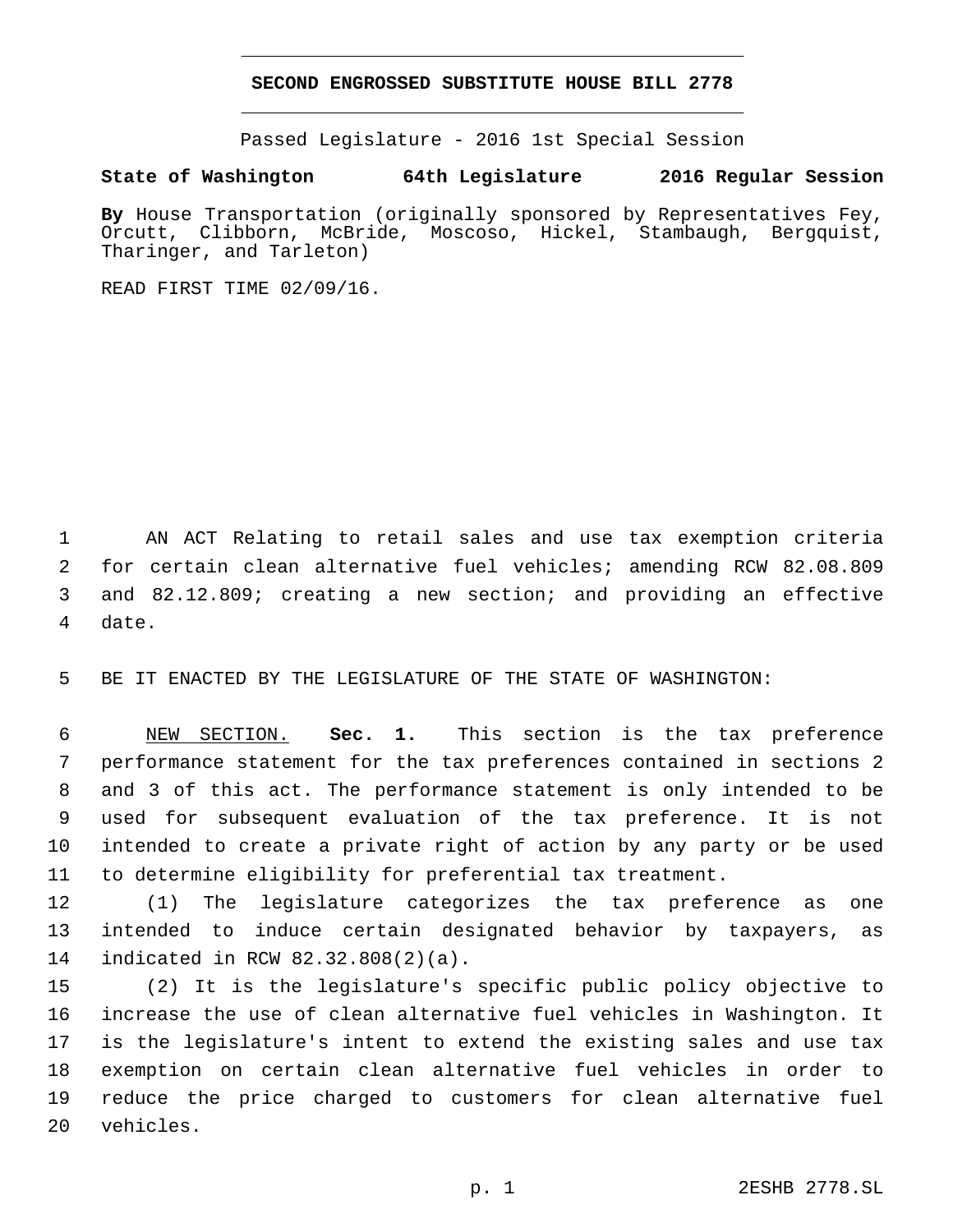# SECOND ENGROSSED SUBSTITUTE HOUSE BILL 2778

Passed Legislature - 2016 1st Special Session

**State of Washington 64th Legislature 2016 Regular Session**

**By** House Transportation (originally sponsored by Representatives Fey, Orcutt, Clibborn, McBride, Moscoso, Hickel, Stambaugh, Bergquist, Tharinger, and Tarleton)

READ FIRST TIME 02/09/16.

AN ACT Relating to retail sales and use tax exemption criteria for certain clean alternative fuel vehicles; amending RCW 82.08.809 and 82.12.809; creating a new section; and providing an effective date.

BE IT ENACTED BY THE LEGISLATURE OF THE STATE OF WASHINGTON:

NEW SECTION. **Sec. 1.** This section is the tax preference performance statement for the tax preferences contained in sections 2 and 3 of this act. The performance statement is only intended to be used for subsequent evaluation of the tax preference. It is not intended to create a private right of action by any party or be used to determine eligibility for preferential tax treatment.

(1) The legislature categorizes the tax preference as one intended to induce certain designated behavior by taxpayers, as indicated in RCW 82.32.808(2)(a).

(2) It is the legislature's specific public policy objective to increase the use of clean alternative fuel vehicles in Washington. It is the legislature's intent to extend the existing sales and use tax exemption on certain clean alternative fuel vehicles in order to reduce the price charged to customers for clean alternative fuel vehicles.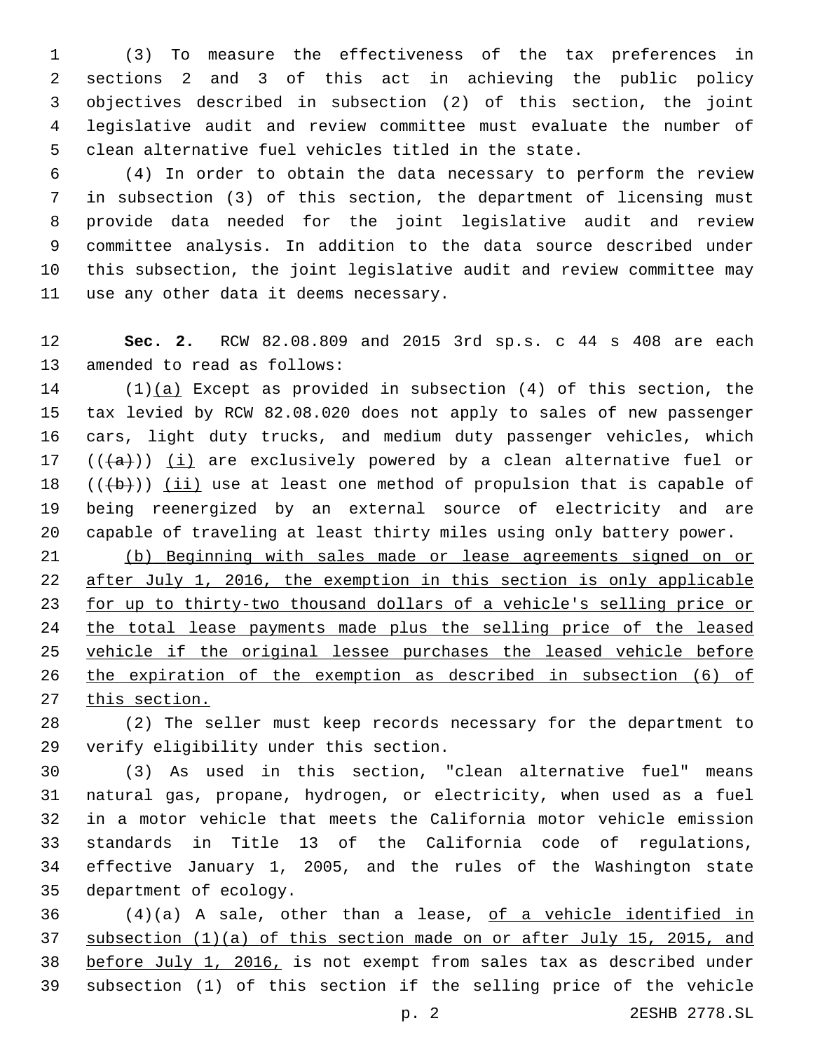(3) To measure the effectiveness of the tax preferences in sections 2 and 3 of this act in achieving the public policy objectives described in subsection (2) of this section, the joint legislative audit and review committee must evaluate the number of clean alternative fuel vehicles titled in the state.

(4) In order to obtain the data necessary to perform the review in subsection (3) of this section, the department of licensing must provide data needed for the joint legislative audit and review committee analysis. In addition to the data source described under this subsection, the joint legislative audit and review committee may use any other data it deems necessary.

**Sec. 2.** RCW 82.08.809 and 2015 3rd sp.s. c 44 s 408 are each amended to read as follows:

(1)<u>(a)</u> Except as provided in subsection (4) of this section, the tax levied by RCW 82.08.020 does not apply to sales of new passenger cars, light duty trucks, and medium duty passenger vehicles, which ((~~(a)~~)) <u>(i)</u> are exclusively powered by a clean alternative fuel or ((~~(b)~~)) <u>(ii)</u> use at least one method of propulsion that is capable of being reenergized by an external source of electricity and are capable of traveling at least thirty miles using only battery power.

<u>(b) Beginning with sales made or lease agreements signed on or after July 1, 2016, the exemption in this section is only applicable for up to thirty-two thousand dollars of a vehicle's selling price or the total lease payments made plus the selling price of the leased vehicle if the original lessee purchases the leased vehicle before the expiration of the exemption as described in subsection (6) of this section.</u>

(2) The seller must keep records necessary for the department to verify eligibility under this section.

(3) As used in this section, "clean alternative fuel" means natural gas, propane, hydrogen, or electricity, when used as a fuel in a motor vehicle that meets the California motor vehicle emission standards in Title 13 of the California code of regulations, effective January 1, 2005, and the rules of the Washington state department of ecology.

(4)(a) A sale, other than a lease, <u>of a vehicle identified in subsection (1)(a) of this section made on or after July 15, 2015, and before July 1, 2016,</u> is not exempt from sales tax as described under subsection (1) of this section if the selling price of the vehicle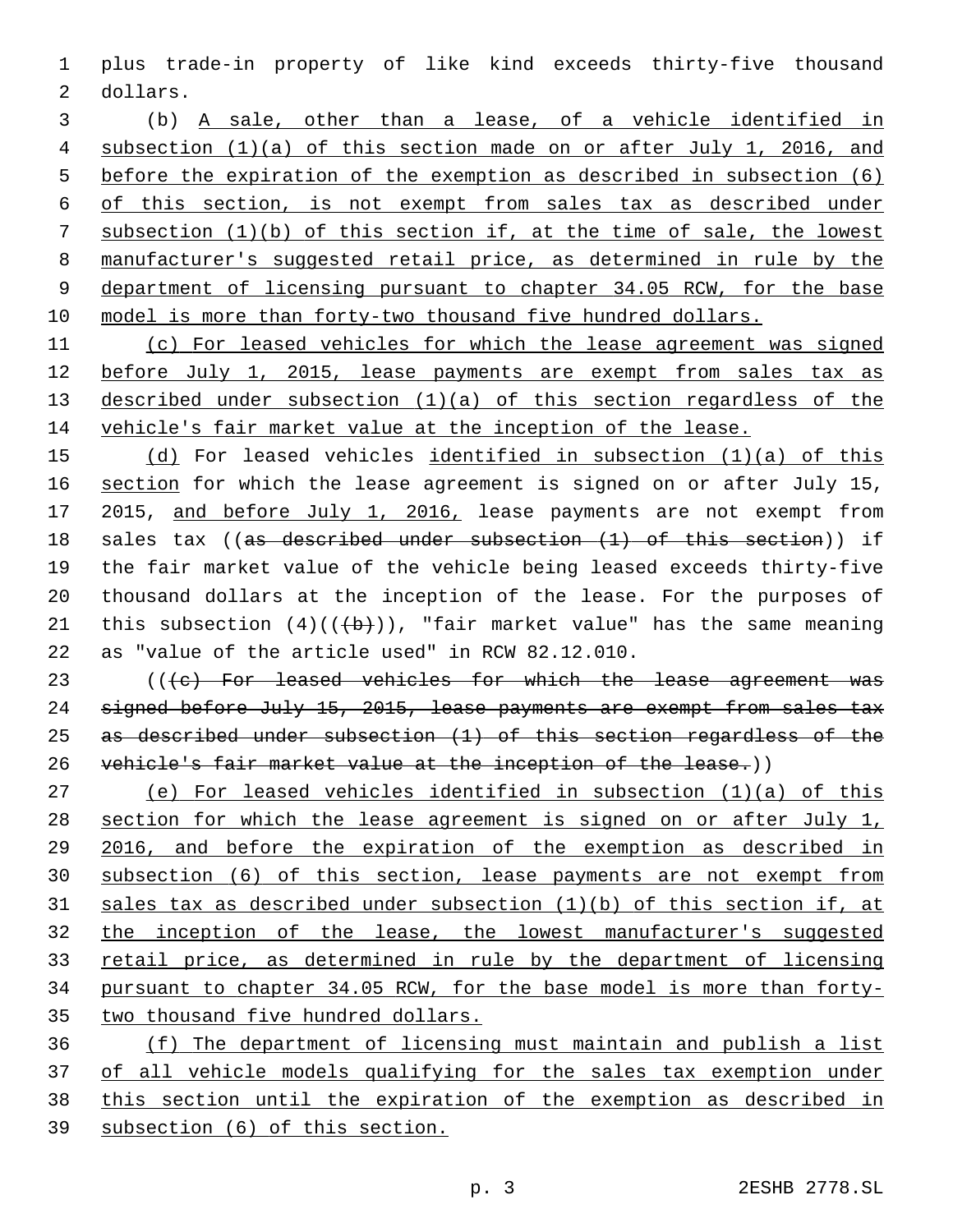plus trade-in property of like kind exceeds thirty-five thousand dollars.

(b) A sale, other than a lease, of a vehicle identified in subsection (1)(a) of this section made on or after July 1, 2016, and before the expiration of the exemption as described in subsection (6) of this section, is not exempt from sales tax as described under subsection (1)(b) of this section if, at the time of sale, the lowest manufacturer's suggested retail price, as determined in rule by the department of licensing pursuant to chapter 34.05 RCW, for the base model is more than forty-two thousand five hundred dollars.

(c) For leased vehicles for which the lease agreement was signed before July 1, 2015, lease payments are exempt from sales tax as described under subsection (1)(a) of this section regardless of the vehicle's fair market value at the inception of the lease.

(d) For leased vehicles identified in subsection (1)(a) of this section for which the lease agreement is signed on or after July 15, 2015, and before July 1, 2016, lease payments are not exempt from sales tax ((~~as described under subsection (1) of this section~~)) if the fair market value of the vehicle being leased exceeds thirty-five thousand dollars at the inception of the lease. For the purposes of this subsection (4)((~~(b)~~)), "fair market value" has the same meaning as "value of the article used" in RCW 82.12.010.

((~~(c) For leased vehicles for which the lease agreement was signed before July 15, 2015, lease payments are exempt from sales tax as described under subsection (1) of this section regardless of the vehicle's fair market value at the inception of the lease.~~))

(e) For leased vehicles identified in subsection (1)(a) of this section for which the lease agreement is signed on or after July 1, 2016, and before the expiration of the exemption as described in subsection (6) of this section, lease payments are not exempt from sales tax as described under subsection (1)(b) of this section if, at the inception of the lease, the lowest manufacturer's suggested retail price, as determined in rule by the department of licensing pursuant to chapter 34.05 RCW, for the base model is more than forty-two thousand five hundred dollars.

(f) The department of licensing must maintain and publish a list of all vehicle models qualifying for the sales tax exemption under this section until the expiration of the exemption as described in subsection (6) of this section.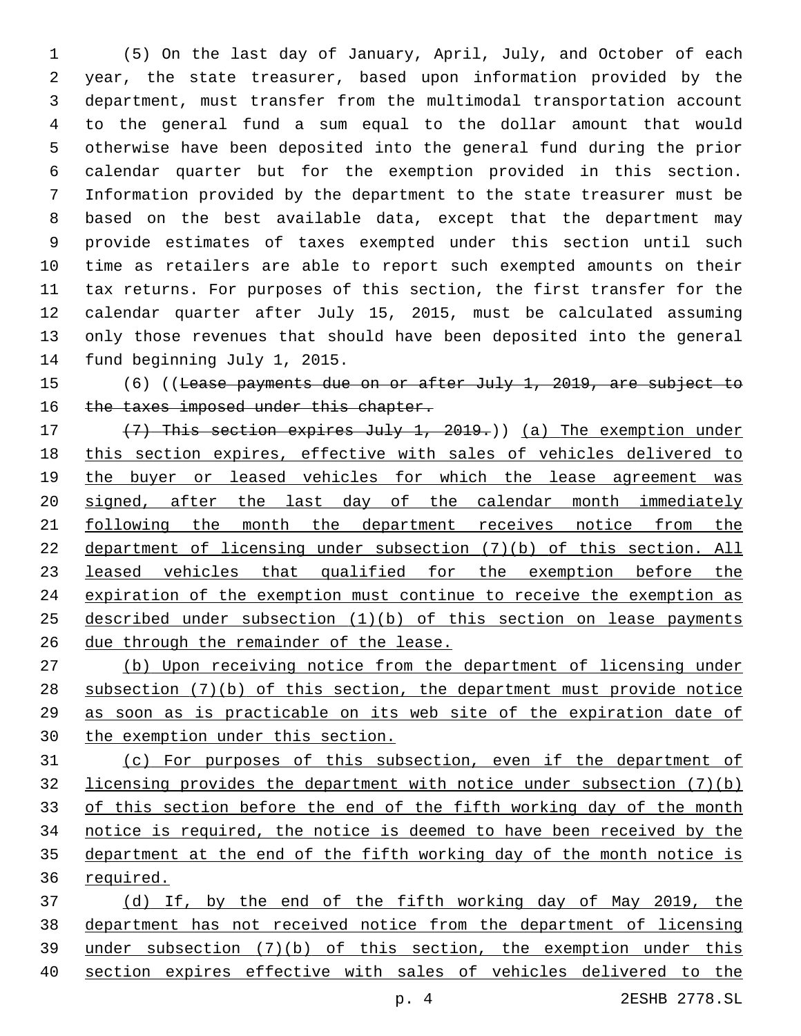(5) On the last day of January, April, July, and October of each year, the state treasurer, based upon information provided by the department, must transfer from the multimodal transportation account to the general fund a sum equal to the dollar amount that would otherwise have been deposited into the general fund during the prior calendar quarter but for the exemption provided in this section. Information provided by the department to the state treasurer must be based on the best available data, except that the department may provide estimates of taxes exempted under this section until such time as retailers are able to report such exempted amounts on their tax returns. For purposes of this section, the first transfer for the calendar quarter after July 15, 2015, must be calculated assuming only those revenues that should have been deposited into the general fund beginning July 1, 2015.

(6) ((~~Lease payments due on or after July 1, 2019, are subject to the taxes imposed under this chapter.~~

~~(7) This section expires July 1, 2019.~~)) (a) The exemption under this section expires, effective with sales of vehicles delivered to the buyer or leased vehicles for which the lease agreement was signed, after the last day of the calendar month immediately following the month the department receives notice from the department of licensing under subsection (7)(b) of this section. All leased vehicles that qualified for the exemption before the expiration of the exemption must continue to receive the exemption as described under subsection (1)(b) of this section on lease payments due through the remainder of the lease.

(b) Upon receiving notice from the department of licensing under subsection (7)(b) of this section, the department must provide notice as soon as is practicable on its web site of the expiration date of the exemption under this section.

(c) For purposes of this subsection, even if the department of licensing provides the department with notice under subsection (7)(b) of this section before the end of the fifth working day of the month notice is required, the notice is deemed to have been received by the department at the end of the fifth working day of the month notice is required.

(d) If, by the end of the fifth working day of May 2019, the department has not received notice from the department of licensing under subsection (7)(b) of this section, the exemption under this section expires effective with sales of vehicles delivered to the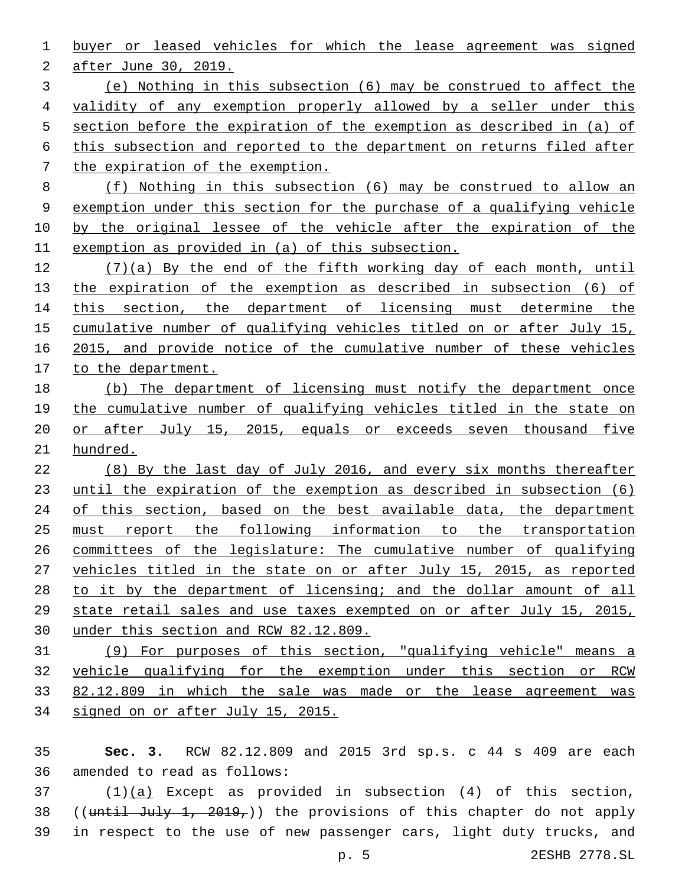buyer or leased vehicles for which the lease agreement was signed after June 30, 2019.

(e) Nothing in this subsection (6) may be construed to affect the validity of any exemption properly allowed by a seller under this section before the expiration of the exemption as described in (a) of this subsection and reported to the department on returns filed after the expiration of the exemption.

(f) Nothing in this subsection (6) may be construed to allow an exemption under this section for the purchase of a qualifying vehicle by the original lessee of the vehicle after the expiration of the exemption as provided in (a) of this subsection.

(7)(a) By the end of the fifth working day of each month, until the expiration of the exemption as described in subsection (6) of this section, the department of licensing must determine the cumulative number of qualifying vehicles titled on or after July 15, 2015, and provide notice of the cumulative number of these vehicles to the department.

(b) The department of licensing must notify the department once the cumulative number of qualifying vehicles titled in the state on or after July 15, 2015, equals or exceeds seven thousand five hundred.

(8) By the last day of July 2016, and every six months thereafter until the expiration of the exemption as described in subsection (6) of this section, based on the best available data, the department must report the following information to the transportation committees of the legislature: The cumulative number of qualifying vehicles titled in the state on or after July 15, 2015, as reported to it by the department of licensing; and the dollar amount of all state retail sales and use taxes exempted on or after July 15, 2015, under this section and RCW 82.12.809.

(9) For purposes of this section, "qualifying vehicle" means a vehicle qualifying for the exemption under this section or RCW 82.12.809 in which the sale was made or the lease agreement was signed on or after July 15, 2015.

**Sec. 3.** RCW 82.12.809 and 2015 3rd sp.s. c 44 s 409 are each amended to read as follows:

(1)(a) Except as provided in subsection (4) of this section, ((~~until July 1, 2019,~~)) the provisions of this chapter do not apply in respect to the use of new passenger cars, light duty trucks, and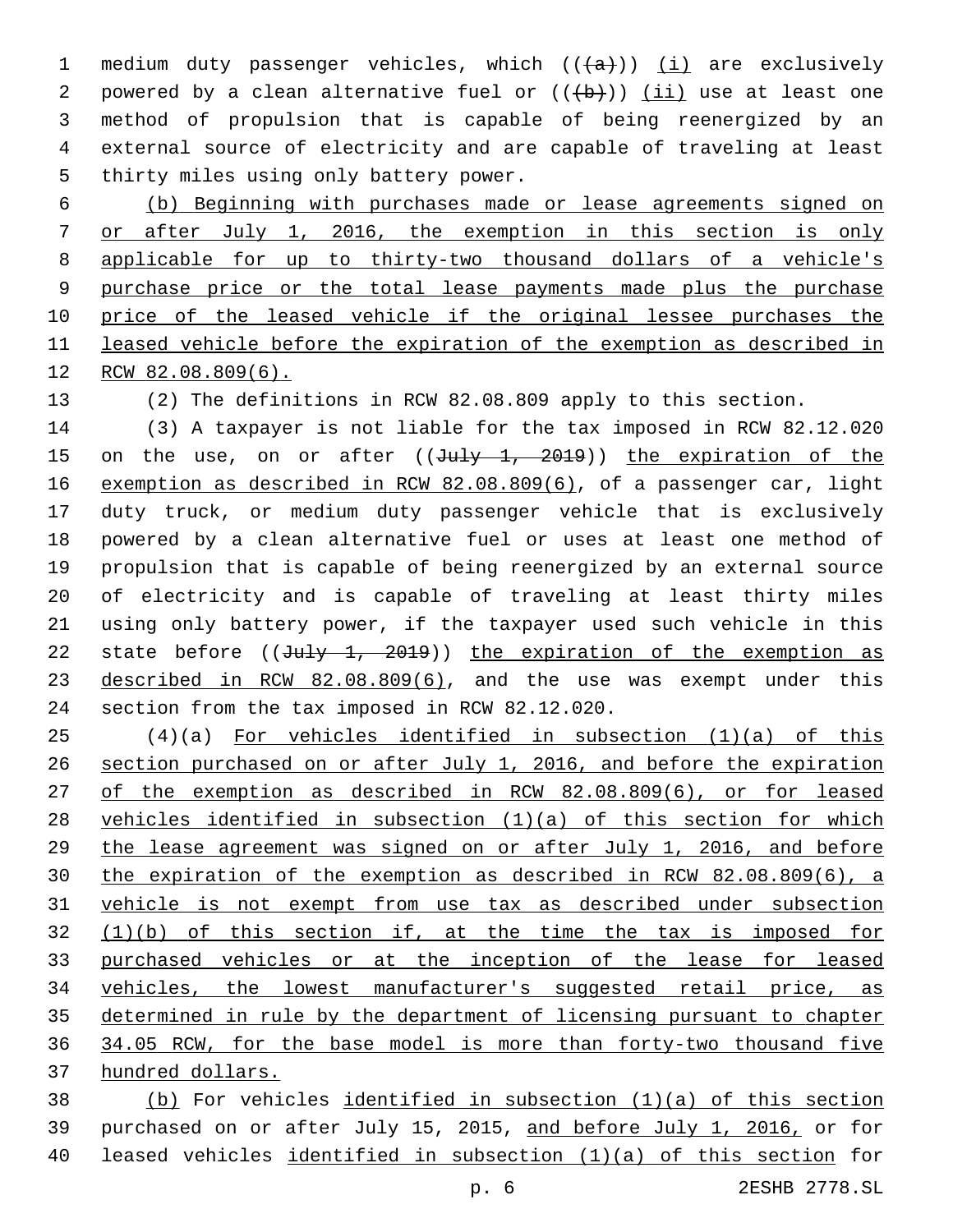medium duty passenger vehicles, which ((~~(a)~~)) <u>(i)</u> are exclusively powered by a clean alternative fuel or ((~~(b)~~)) <u>(ii)</u> use at least one method of propulsion that is capable of being reenergized by an external source of electricity and are capable of traveling at least thirty miles using only battery power.

<u>(b) Beginning with purchases made or lease agreements signed on or after July 1, 2016, the exemption in this section is only applicable for up to thirty-two thousand dollars of a vehicle's purchase price or the total lease payments made plus the purchase price of the leased vehicle if the original lessee purchases the leased vehicle before the expiration of the exemption as described in RCW 82.08.809(6).</u>

(2) The definitions in RCW 82.08.809 apply to this section.

(3) A taxpayer is not liable for the tax imposed in RCW 82.12.020 on the use, on or after ((~~July 1, 2019~~)) <u>the expiration of the exemption as described in RCW 82.08.809(6)</u>, of a passenger car, light duty truck, or medium duty passenger vehicle that is exclusively powered by a clean alternative fuel or uses at least one method of propulsion that is capable of being reenergized by an external source of electricity and is capable of traveling at least thirty miles using only battery power, if the taxpayer used such vehicle in this state before ((~~July 1, 2019~~)) <u>the expiration of the exemption as described in RCW 82.08.809(6)</u>, and the use was exempt under this section from the tax imposed in RCW 82.12.020.

(4)(a) <u>For vehicles identified in subsection (1)(a) of this section purchased on or after July 1, 2016, and before the expiration of the exemption as described in RCW 82.08.809(6), or for leased vehicles identified in subsection (1)(a) of this section for which the lease agreement was signed on or after July 1, 2016, and before the expiration of the exemption as described in RCW 82.08.809(6), a vehicle is not exempt from use tax as described under subsection (1)(b) of this section if, at the time the tax is imposed for purchased vehicles or at the inception of the lease for leased vehicles, the lowest manufacturer's suggested retail price, as determined in rule by the department of licensing pursuant to chapter 34.05 RCW, for the base model is more than forty-two thousand five hundred dollars.</u>

<u>(b)</u> For vehicles <u>identified in subsection (1)(a) of this section</u> purchased on or after July 15, 2015, <u>and before July 1, 2016,</u> or for leased vehicles <u>identified in subsection (1)(a) of this section</u> for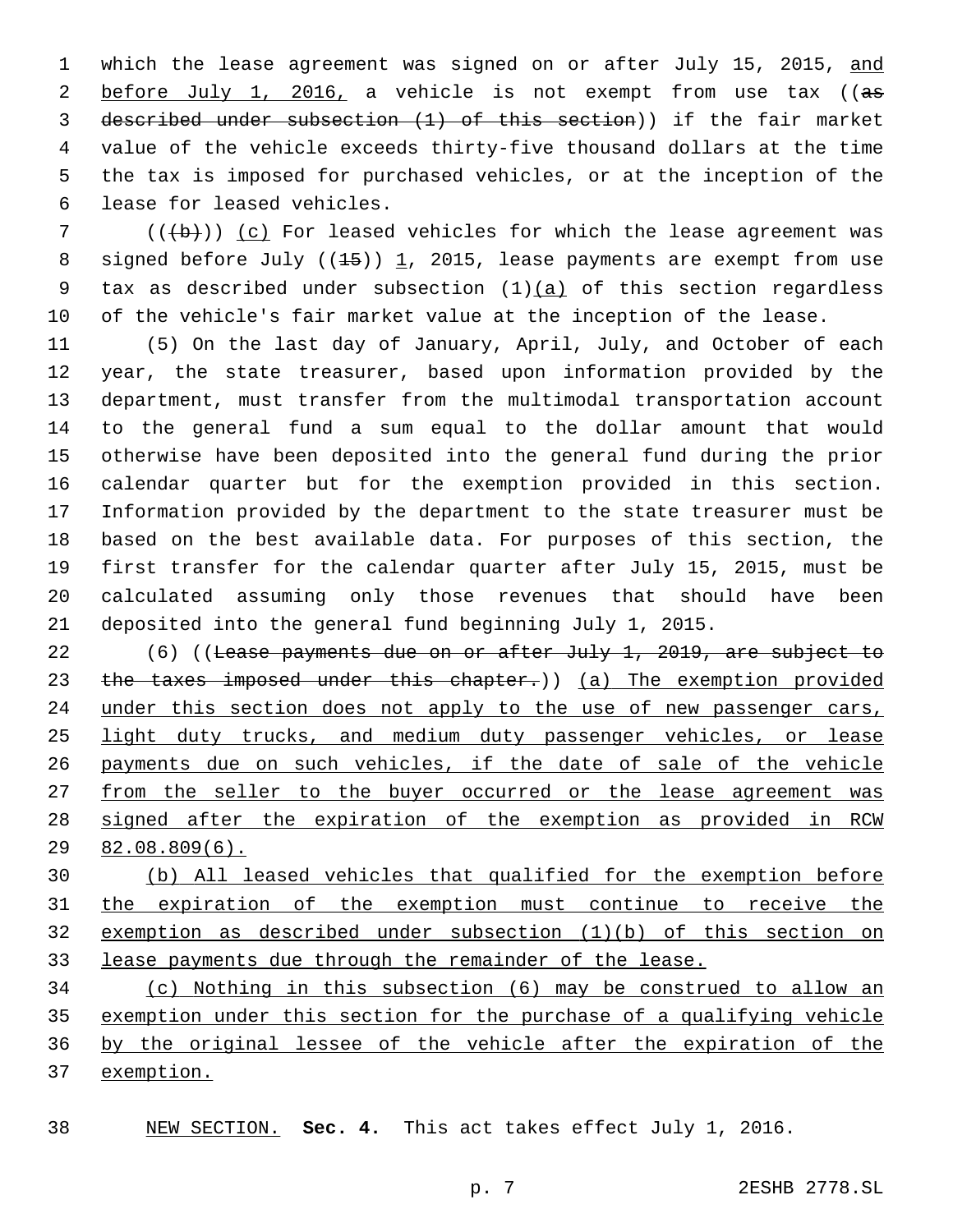which the lease agreement was signed on or after July 15, 2015, and before July 1, 2016, a vehicle is not exempt from use tax ((~~as described under subsection (1) of this section~~)) if the fair market value of the vehicle exceeds thirty-five thousand dollars at the time the tax is imposed for purchased vehicles, or at the inception of the lease for leased vehicles.

((~~(b)~~)) (c) For leased vehicles for which the lease agreement was signed before July ((~~15~~)) 1, 2015, lease payments are exempt from use tax as described under subsection (1)(a) of this section regardless of the vehicle's fair market value at the inception of the lease.

(5) On the last day of January, April, July, and October of each year, the state treasurer, based upon information provided by the department, must transfer from the multimodal transportation account to the general fund a sum equal to the dollar amount that would otherwise have been deposited into the general fund during the prior calendar quarter but for the exemption provided in this section. Information provided by the department to the state treasurer must be based on the best available data. For purposes of this section, the first transfer for the calendar quarter after July 15, 2015, must be calculated assuming only those revenues that should have been deposited into the general fund beginning July 1, 2015.

(6) ((~~Lease payments due on or after July 1, 2019, are subject to the taxes imposed under this chapter.~~)) (a) The exemption provided under this section does not apply to the use of new passenger cars, light duty trucks, and medium duty passenger vehicles, or lease payments due on such vehicles, if the date of sale of the vehicle from the seller to the buyer occurred or the lease agreement was signed after the expiration of the exemption as provided in RCW 82.08.809(6).

(b) All leased vehicles that qualified for the exemption before the expiration of the exemption must continue to receive the exemption as described under subsection (1)(b) of this section on lease payments due through the remainder of the lease.

(c) Nothing in this subsection (6) may be construed to allow an exemption under this section for the purchase of a qualifying vehicle by the original lessee of the vehicle after the expiration of the exemption.

NEW SECTION. **Sec. 4.** This act takes effect July 1, 2016.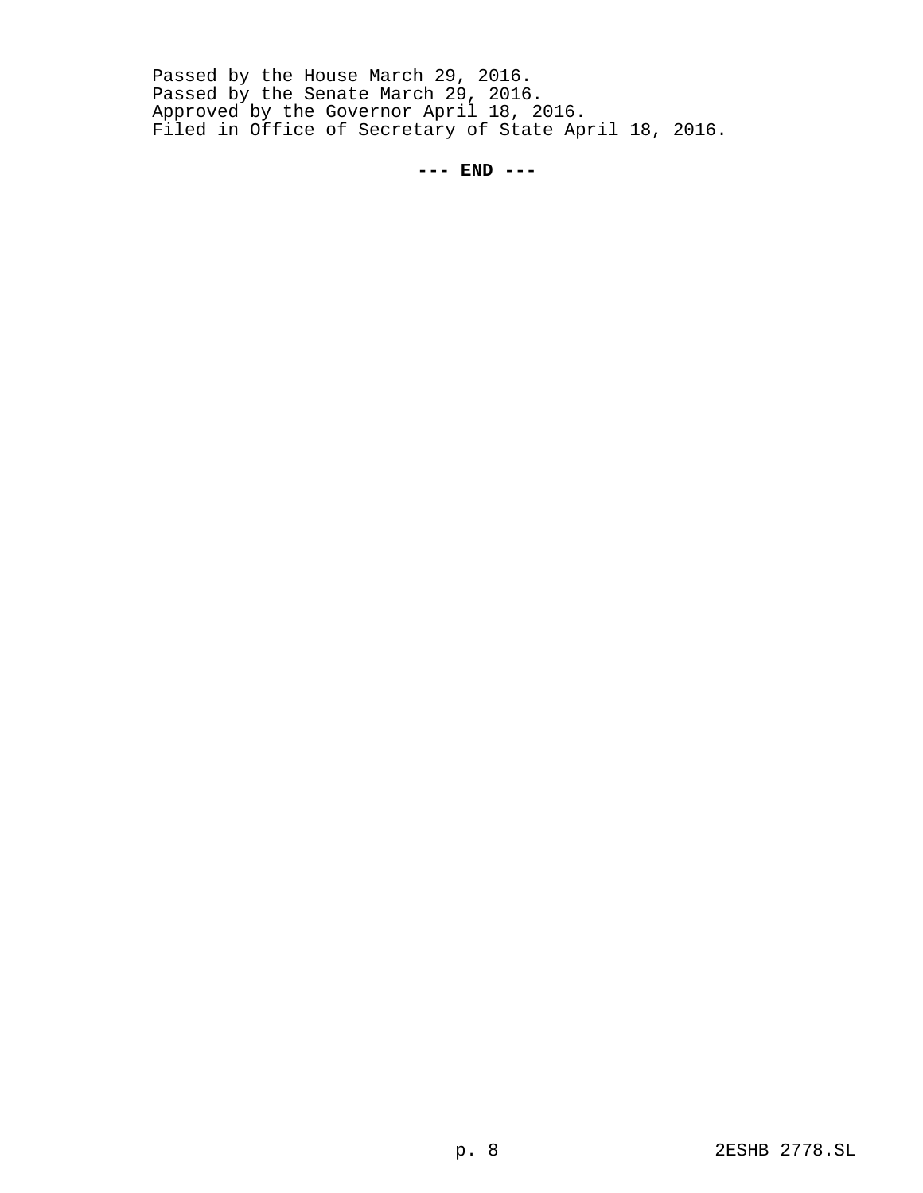Passed by the House March 29, 2016.
Passed by the Senate March 29, 2016.
Approved by the Governor April 18, 2016.
Filed in Office of Secretary of State April 18, 2016.

**--- END ---**